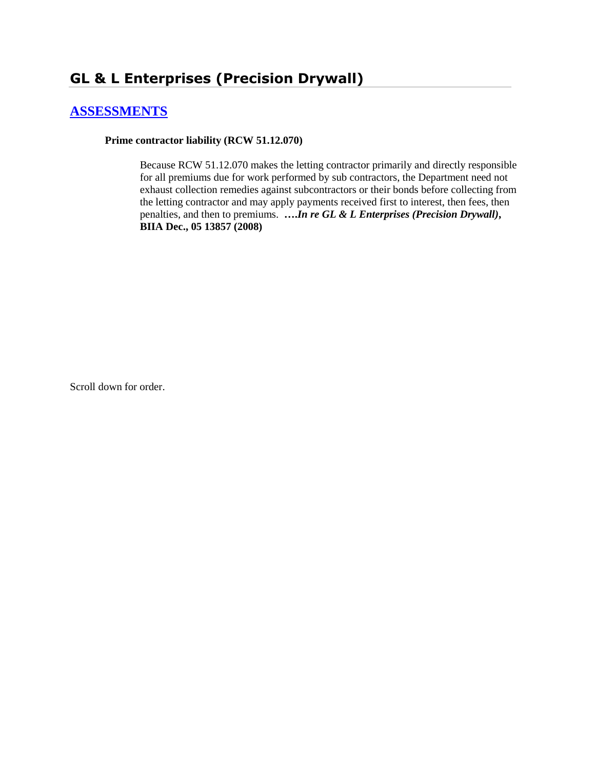# GL & L Enterprises (Precision Drywall)

## [ASSESSMENTS]

**Prime contractor liability (RCW 51.12.070)**

Because RCW 51.12.070 makes the letting contractor primarily and directly responsible for all premiums due for work performed by sub contractors, the Department need not exhaust collection remedies against subcontractors or their bonds before collecting from the letting contractor and may apply payments received first to interest, then fees, then penalties, and then to premiums. ***….In re GL & L Enterprises (Precision Drywall)*, BIIA Dec., 05 13857 (2008)**

Scroll down for order.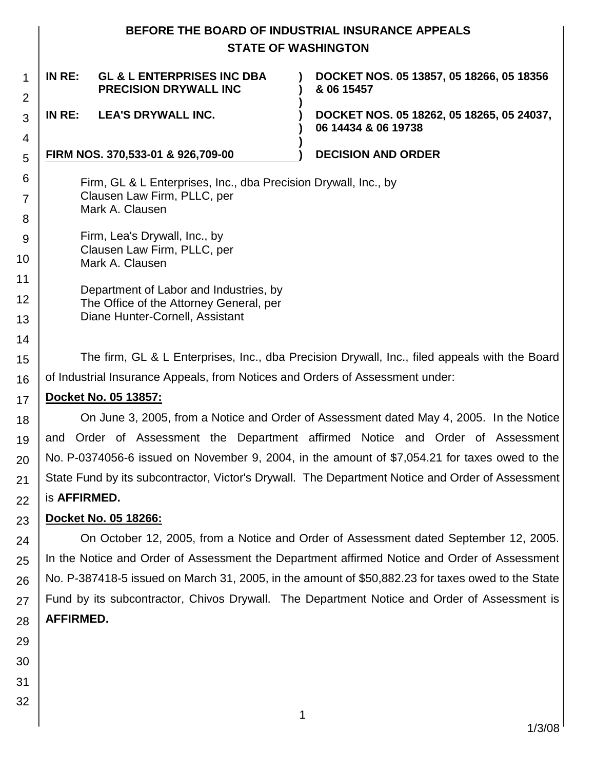**BEFORE THE BOARD OF INDUSTRIAL INSURANCE APPEALS**
**STATE OF WASHINGTON**

| | |
|---|---|
| **IN RE: GL & L ENTERPRISES INC DBA PRECISION DRYWALL INC** | **DOCKET NOS. 05 13857, 05 18266, 05 18356 & 06 15457** |
| **IN RE: LEA'S DRYWALL INC.** | **DOCKET NOS. 05 18262, 05 18265, 05 24037, 06 14434 & 06 19738** |
| **FIRM NOS. 370,533-01 & 926,709-00** | **DECISION AND ORDER** |

Firm, GL & L Enterprises, Inc., dba Precision Drywall, Inc., by
Clausen Law Firm, PLLC, per
Mark A. Clausen

Firm, Lea's Drywall, Inc., by
Clausen Law Firm, PLLC, per
Mark A. Clausen

Department of Labor and Industries, by
The Office of the Attorney General, per
Diane Hunter-Cornell, Assistant

The firm, GL & L Enterprises, Inc., dba Precision Drywall, Inc., filed appeals with the Board of Industrial Insurance Appeals, from Notices and Orders of Assessment under:

**Docket No. 05 13857:**

On June 3, 2005, from a Notice and Order of Assessment dated May 4, 2005. In the Notice and Order of Assessment the Department affirmed Notice and Order of Assessment No. P-0374056-6 issued on November 9, 2004, in the amount of $7,054.21 for taxes owed to the State Fund by its subcontractor, Victor's Drywall. The Department Notice and Order of Assessment is **AFFIRMED.**

**Docket No. 05 18266:**

On October 12, 2005, from a Notice and Order of Assessment dated September 12, 2005. In the Notice and Order of Assessment the Department affirmed Notice and Order of Assessment No. P-387418-5 issued on March 31, 2005, in the amount of $50,882.23 for taxes owed to the State Fund by its subcontractor, Chivos Drywall. The Department Notice and Order of Assessment is **AFFIRMED.**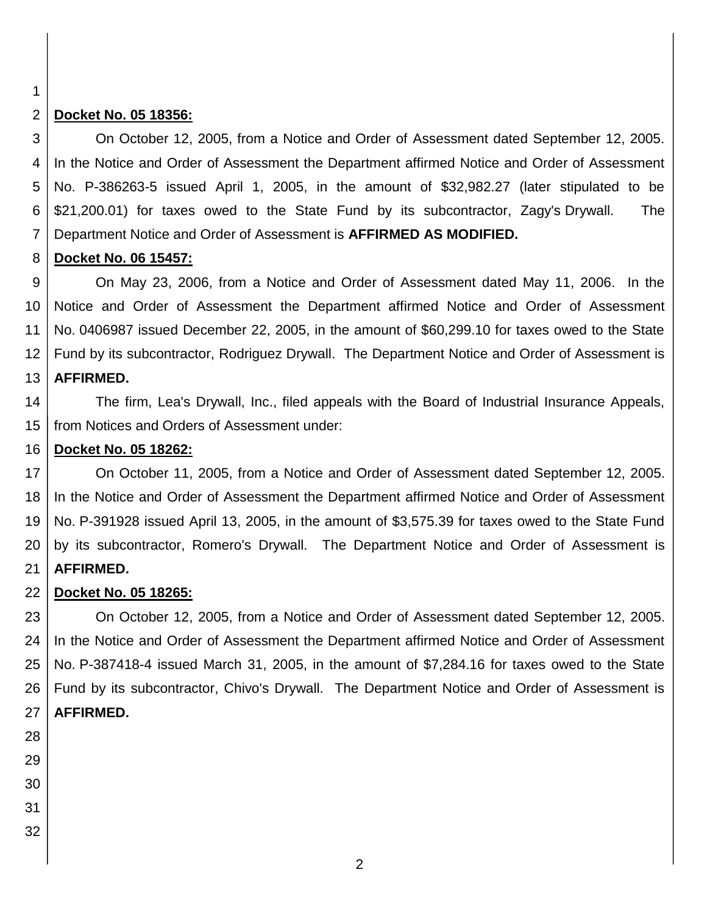**Docket No. 05 18356:**

On October 12, 2005, from a Notice and Order of Assessment dated September 12, 2005. In the Notice and Order of Assessment the Department affirmed Notice and Order of Assessment No. P-386263-5 issued April 1, 2005, in the amount of $32,982.27 (later stipulated to be $21,200.01) for taxes owed to the State Fund by its subcontractor, Zagy's Drywall. The Department Notice and Order of Assessment is **AFFIRMED AS MODIFIED.**

**Docket No. 06 15457:**

On May 23, 2006, from a Notice and Order of Assessment dated May 11, 2006. In the Notice and Order of Assessment the Department affirmed Notice and Order of Assessment No. 0406987 issued December 22, 2005, in the amount of $60,299.10 for taxes owed to the State Fund by its subcontractor, Rodriguez Drywall. The Department Notice and Order of Assessment is **AFFIRMED.**

The firm, Lea's Drywall, Inc., filed appeals with the Board of Industrial Insurance Appeals, from Notices and Orders of Assessment under:

**Docket No. 05 18262:**

On October 11, 2005, from a Notice and Order of Assessment dated September 12, 2005. In the Notice and Order of Assessment the Department affirmed Notice and Order of Assessment No. P-391928 issued April 13, 2005, in the amount of $3,575.39 for taxes owed to the State Fund by its subcontractor, Romero's Drywall. The Department Notice and Order of Assessment is **AFFIRMED.**

**Docket No. 05 18265:**

On October 12, 2005, from a Notice and Order of Assessment dated September 12, 2005. In the Notice and Order of Assessment the Department affirmed Notice and Order of Assessment No. P-387418-4 issued March 31, 2005, in the amount of $7,284.16 for taxes owed to the State Fund by its subcontractor, Chivo's Drywall. The Department Notice and Order of Assessment is **AFFIRMED.**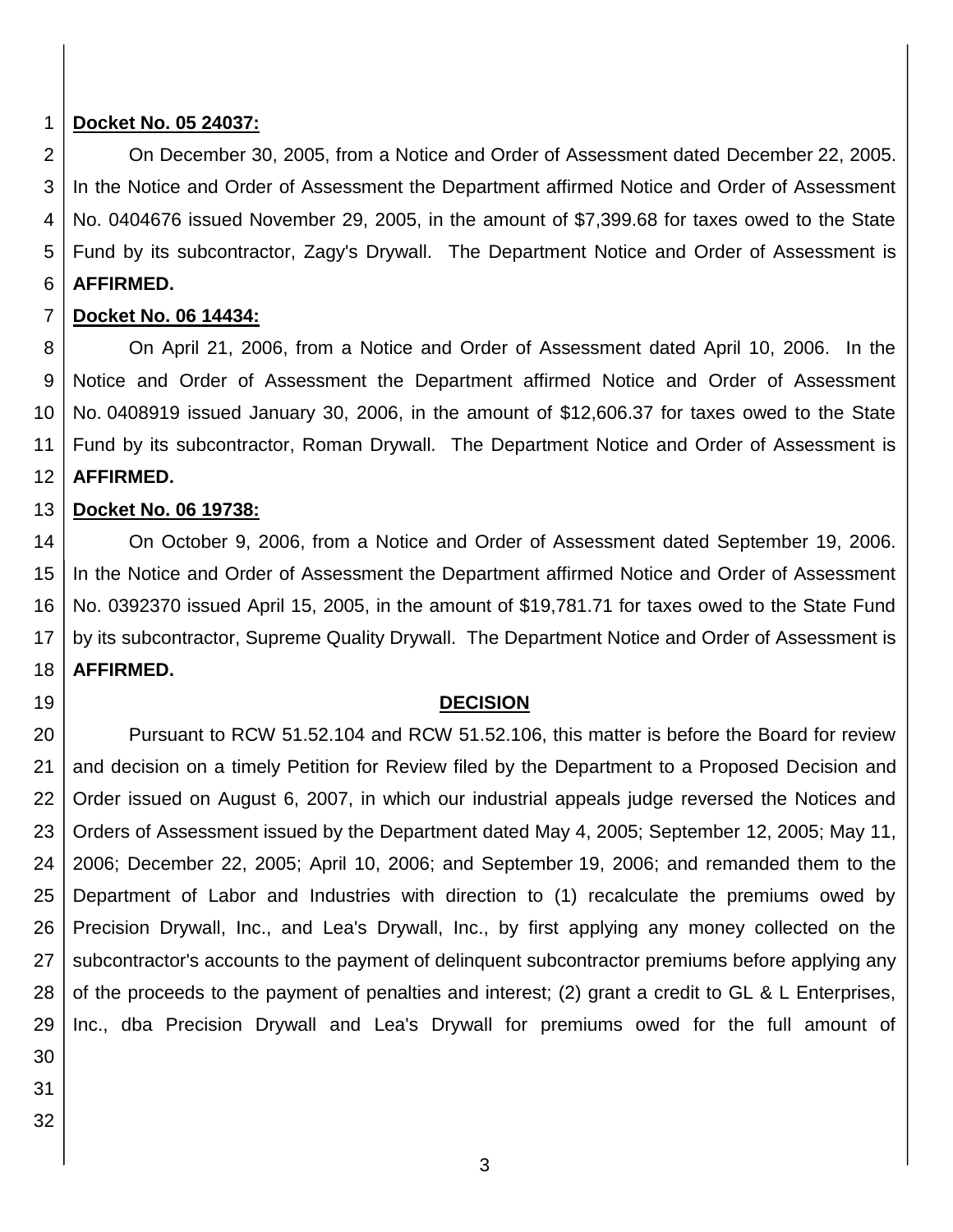**Docket No. 05 24037:**

On December 30, 2005, from a Notice and Order of Assessment dated December 22, 2005. In the Notice and Order of Assessment the Department affirmed Notice and Order of Assessment No. 0404676 issued November 29, 2005, in the amount of $7,399.68 for taxes owed to the State Fund by its subcontractor, Zagy's Drywall. The Department Notice and Order of Assessment is **AFFIRMED.**

**Docket No. 06 14434:**

On April 21, 2006, from a Notice and Order of Assessment dated April 10, 2006. In the Notice and Order of Assessment the Department affirmed Notice and Order of Assessment No. 0408919 issued January 30, 2006, in the amount of $12,606.37 for taxes owed to the State Fund by its subcontractor, Roman Drywall. The Department Notice and Order of Assessment is **AFFIRMED.**

**Docket No. 06 19738:**

On October 9, 2006, from a Notice and Order of Assessment dated September 19, 2006. In the Notice and Order of Assessment the Department affirmed Notice and Order of Assessment No. 0392370 issued April 15, 2005, in the amount of $19,781.71 for taxes owed to the State Fund by its subcontractor, Supreme Quality Drywall. The Department Notice and Order of Assessment is **AFFIRMED.**

## DECISION

Pursuant to RCW 51.52.104 and RCW 51.52.106, this matter is before the Board for review and decision on a timely Petition for Review filed by the Department to a Proposed Decision and Order issued on August 6, 2007, in which our industrial appeals judge reversed the Notices and Orders of Assessment issued by the Department dated May 4, 2005; September 12, 2005; May 11, 2006; December 22, 2005; April 10, 2006; and September 19, 2006; and remanded them to the Department of Labor and Industries with direction to (1) recalculate the premiums owed by Precision Drywall, Inc., and Lea's Drywall, Inc., by first applying any money collected on the subcontractor's accounts to the payment of delinquent subcontractor premiums before applying any of the proceeds to the payment of penalties and interest; (2) grant a credit to GL & L Enterprises, Inc., dba Precision Drywall and Lea's Drywall for premiums owed for the full amount of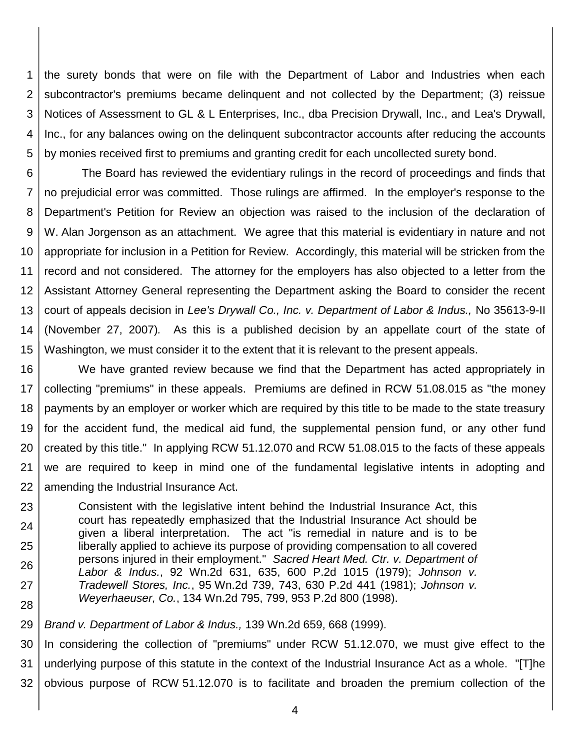the surety bonds that were on file with the Department of Labor and Industries when each subcontractor's premiums became delinquent and not collected by the Department; (3) reissue Notices of Assessment to GL & L Enterprises, Inc., dba Precision Drywall, Inc., and Lea's Drywall, Inc., for any balances owing on the delinquent subcontractor accounts after reducing the accounts by monies received first to premiums and granting credit for each uncollected surety bond.

The Board has reviewed the evidentiary rulings in the record of proceedings and finds that no prejudicial error was committed. Those rulings are affirmed. In the employer's response to the Department's Petition for Review an objection was raised to the inclusion of the declaration of W. Alan Jorgenson as an attachment. We agree that this material is evidentiary in nature and not appropriate for inclusion in a Petition for Review. Accordingly, this material will be stricken from the record and not considered. The attorney for the employers has also objected to a letter from the Assistant Attorney General representing the Department asking the Board to consider the recent court of appeals decision in *Lee's Drywall Co., Inc. v. Department of Labor & Indus.,* No 35613-9-II (November 27, 2007). As this is a published decision by an appellate court of the state of Washington, we must consider it to the extent that it is relevant to the present appeals.

We have granted review because we find that the Department has acted appropriately in collecting "premiums" in these appeals. Premiums are defined in RCW 51.08.015 as "the money payments by an employer or worker which are required by this title to be made to the state treasury for the accident fund, the medical aid fund, the supplemental pension fund, or any other fund created by this title." In applying RCW 51.12.070 and RCW 51.08.015 to the facts of these appeals we are required to keep in mind one of the fundamental legislative intents in adopting and amending the Industrial Insurance Act.

> Consistent with the legislative intent behind the Industrial Insurance Act, this court has repeatedly emphasized that the Industrial Insurance Act should be given a liberal interpretation. The act "is remedial in nature and is to be liberally applied to achieve its purpose of providing compensation to all covered persons injured in their employment." *Sacred Heart Med. Ctr. v. Department of Labor & Indus.*, 92 Wn.2d 631, 635, 600 P.2d 1015 (1979); *Johnson v. Tradewell Stores, Inc.*, 95 Wn.2d 739, 743, 630 P.2d 441 (1981); *Johnson v. Weyerhaeuser, Co.*, 134 Wn.2d 795, 799, 953 P.2d 800 (1998).

*Brand v. Department of Labor & Indus.,* 139 Wn.2d 659, 668 (1999).

In considering the collection of "premiums" under RCW 51.12.070, we must give effect to the underlying purpose of this statute in the context of the Industrial Insurance Act as a whole. "[T]he obvious purpose of RCW 51.12.070 is to facilitate and broaden the premium collection of the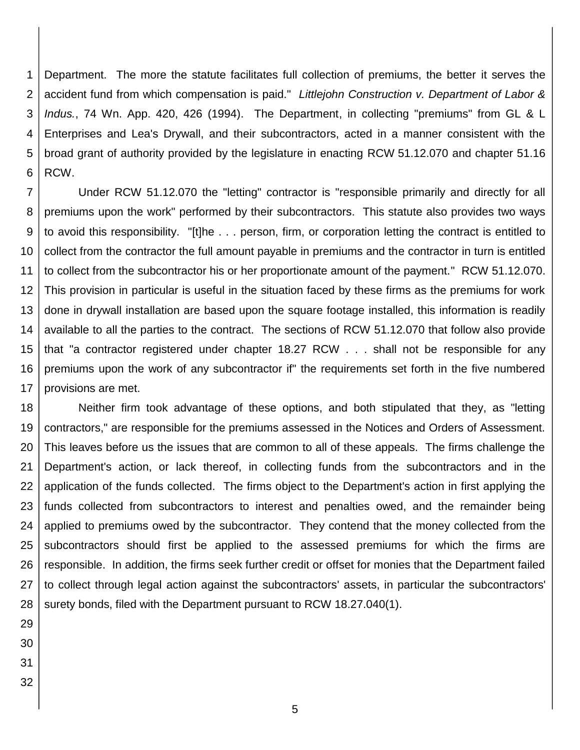Department. The more the statute facilitates full collection of premiums, the better it serves the accident fund from which compensation is paid." *Littlejohn Construction v. Department of Labor & Indus.*, 74 Wn. App. 420, 426 (1994). The Department, in collecting "premiums" from GL & L Enterprises and Lea's Drywall, and their subcontractors, acted in a manner consistent with the broad grant of authority provided by the legislature in enacting RCW 51.12.070 and chapter 51.16 RCW.

Under RCW 51.12.070 the "letting" contractor is "responsible primarily and directly for all premiums upon the work" performed by their subcontractors. This statute also provides two ways to avoid this responsibility. "[t]he . . . person, firm, or corporation letting the contract is entitled to collect from the contractor the full amount payable in premiums and the contractor in turn is entitled to collect from the subcontractor his or her proportionate amount of the payment." RCW 51.12.070. This provision in particular is useful in the situation faced by these firms as the premiums for work done in drywall installation are based upon the square footage installed, this information is readily available to all the parties to the contract. The sections of RCW 51.12.070 that follow also provide that "a contractor registered under chapter 18.27 RCW . . . shall not be responsible for any premiums upon the work of any subcontractor if" the requirements set forth in the five numbered provisions are met.

Neither firm took advantage of these options, and both stipulated that they, as "letting contractors," are responsible for the premiums assessed in the Notices and Orders of Assessment. This leaves before us the issues that are common to all of these appeals. The firms challenge the Department's action, or lack thereof, in collecting funds from the subcontractors and in the application of the funds collected. The firms object to the Department's action in first applying the funds collected from subcontractors to interest and penalties owed, and the remainder being applied to premiums owed by the subcontractor. They contend that the money collected from the subcontractors should first be applied to the assessed premiums for which the firms are responsible. In addition, the firms seek further credit or offset for monies that the Department failed to collect through legal action against the subcontractors' assets, in particular the subcontractors' surety bonds, filed with the Department pursuant to RCW 18.27.040(1).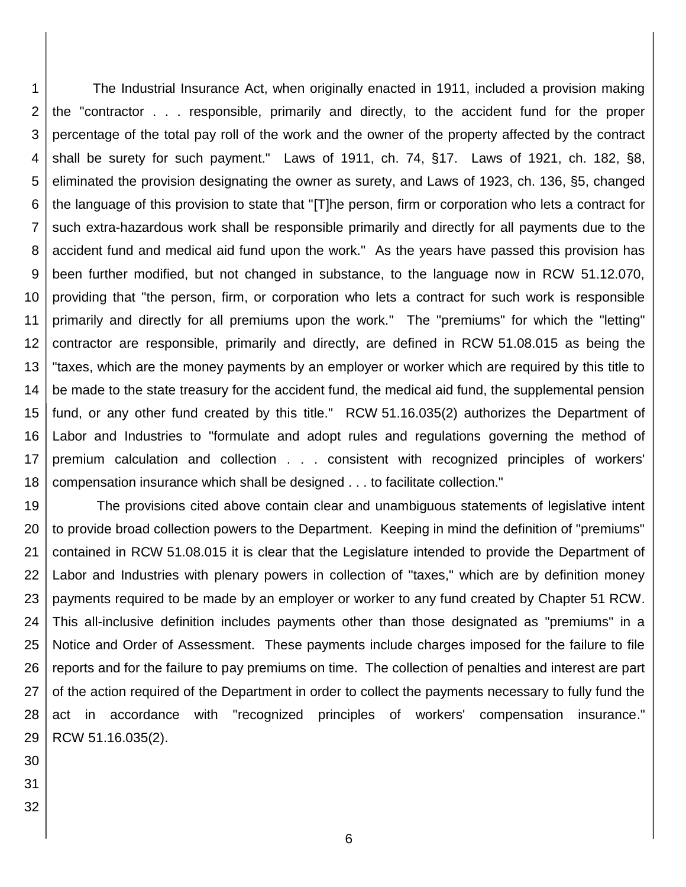The Industrial Insurance Act, when originally enacted in 1911, included a provision making the "contractor . . . responsible, primarily and directly, to the accident fund for the proper percentage of the total pay roll of the work and the owner of the property affected by the contract shall be surety for such payment." Laws of 1911, ch. 74, §17. Laws of 1921, ch. 182, §8, eliminated the provision designating the owner as surety, and Laws of 1923, ch. 136, §5, changed the language of this provision to state that "[T]he person, firm or corporation who lets a contract for such extra-hazardous work shall be responsible primarily and directly for all payments due to the accident fund and medical aid fund upon the work." As the years have passed this provision has been further modified, but not changed in substance, to the language now in RCW 51.12.070, providing that "the person, firm, or corporation who lets a contract for such work is responsible primarily and directly for all premiums upon the work." The "premiums" for which the "letting" contractor are responsible, primarily and directly, are defined in RCW 51.08.015 as being the "taxes, which are the money payments by an employer or worker which are required by this title to be made to the state treasury for the accident fund, the medical aid fund, the supplemental pension fund, or any other fund created by this title." RCW 51.16.035(2) authorizes the Department of Labor and Industries to "formulate and adopt rules and regulations governing the method of premium calculation and collection . . . consistent with recognized principles of workers' compensation insurance which shall be designed . . . to facilitate collection."

The provisions cited above contain clear and unambiguous statements of legislative intent to provide broad collection powers to the Department. Keeping in mind the definition of "premiums" contained in RCW 51.08.015 it is clear that the Legislature intended to provide the Department of Labor and Industries with plenary powers in collection of "taxes," which are by definition money payments required to be made by an employer or worker to any fund created by Chapter 51 RCW. This all-inclusive definition includes payments other than those designated as "premiums" in a Notice and Order of Assessment. These payments include charges imposed for the failure to file reports and for the failure to pay premiums on time. The collection of penalties and interest are part of the action required of the Department in order to collect the payments necessary to fully fund the act in accordance with "recognized principles of workers' compensation insurance." RCW 51.16.035(2).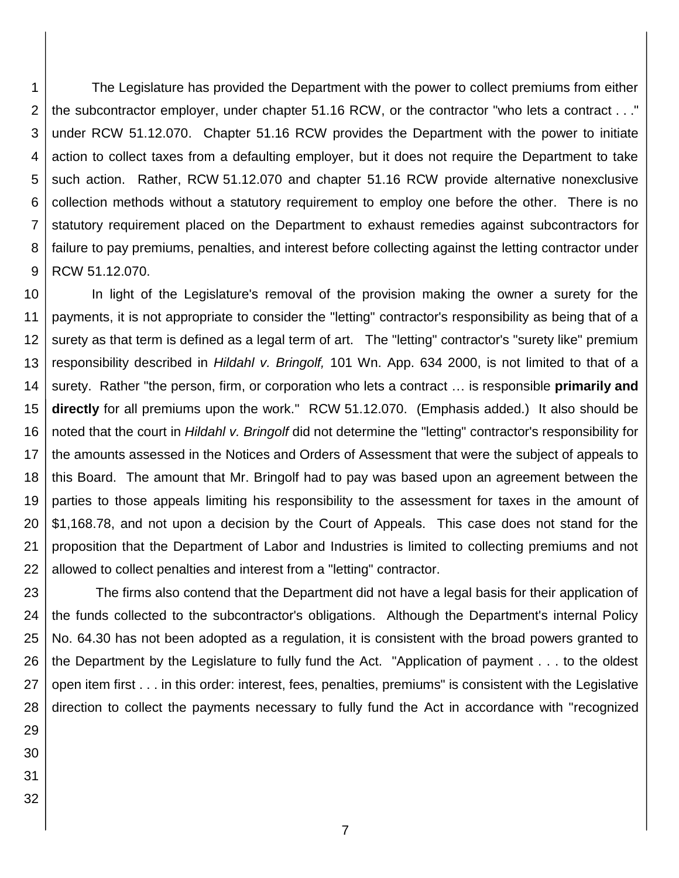The Legislature has provided the Department with the power to collect premiums from either the subcontractor employer, under chapter 51.16 RCW, or the contractor "who lets a contract . . ." under RCW 51.12.070. Chapter 51.16 RCW provides the Department with the power to initiate action to collect taxes from a defaulting employer, but it does not require the Department to take such action. Rather, RCW 51.12.070 and chapter 51.16 RCW provide alternative nonexclusive collection methods without a statutory requirement to employ one before the other. There is no statutory requirement placed on the Department to exhaust remedies against subcontractors for failure to pay premiums, penalties, and interest before collecting against the letting contractor under RCW 51.12.070.

In light of the Legislature's removal of the provision making the owner a surety for the payments, it is not appropriate to consider the "letting" contractor's responsibility as being that of a surety as that term is defined as a legal term of art. The "letting" contractor's "surety like" premium responsibility described in *Hildahl v. Bringolf,* 101 Wn. App. 634 2000, is not limited to that of a surety. Rather "the person, firm, or corporation who lets a contract … is responsible **primarily and directly** for all premiums upon the work." RCW 51.12.070. (Emphasis added.) It also should be noted that the court in *Hildahl v. Bringolf* did not determine the "letting" contractor's responsibility for the amounts assessed in the Notices and Orders of Assessment that were the subject of appeals to this Board. The amount that Mr. Bringolf had to pay was based upon an agreement between the parties to those appeals limiting his responsibility to the assessment for taxes in the amount of $1,168.78, and not upon a decision by the Court of Appeals. This case does not stand for the proposition that the Department of Labor and Industries is limited to collecting premiums and not allowed to collect penalties and interest from a "letting" contractor.

The firms also contend that the Department did not have a legal basis for their application of the funds collected to the subcontractor's obligations. Although the Department's internal Policy No. 64.30 has not been adopted as a regulation, it is consistent with the broad powers granted to the Department by the Legislature to fully fund the Act. "Application of payment . . . to the oldest open item first . . . in this order: interest, fees, penalties, premiums" is consistent with the Legislative direction to collect the payments necessary to fully fund the Act in accordance with "recognized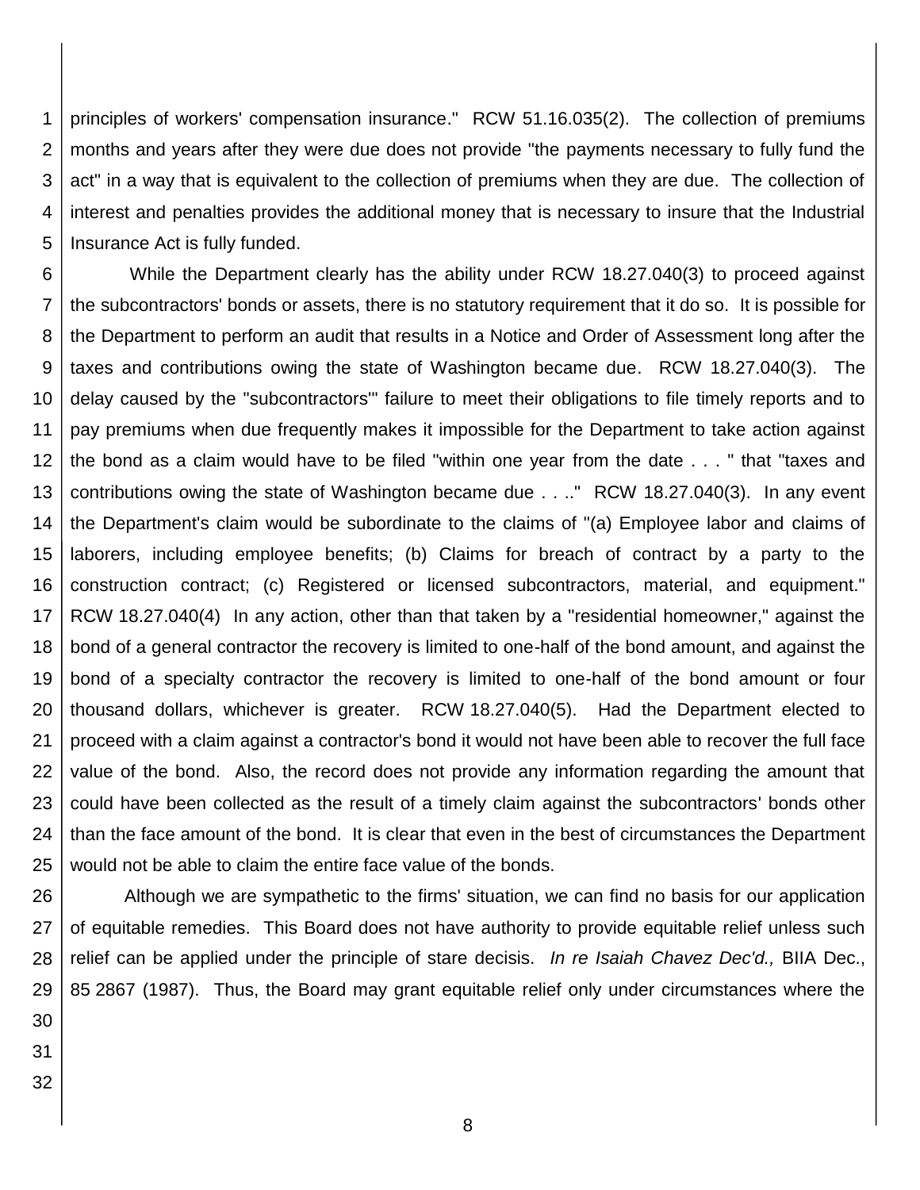principles of workers' compensation insurance." RCW 51.16.035(2). The collection of premiums months and years after they were due does not provide "the payments necessary to fully fund the act" in a way that is equivalent to the collection of premiums when they are due. The collection of interest and penalties provides the additional money that is necessary to insure that the Industrial Insurance Act is fully funded.

While the Department clearly has the ability under RCW 18.27.040(3) to proceed against the subcontractors' bonds or assets, there is no statutory requirement that it do so. It is possible for the Department to perform an audit that results in a Notice and Order of Assessment long after the taxes and contributions owing the state of Washington became due. RCW 18.27.040(3). The delay caused by the "subcontractors'" failure to meet their obligations to file timely reports and to pay premiums when due frequently makes it impossible for the Department to take action against the bond as a claim would have to be filed "within one year from the date . . . " that "taxes and contributions owing the state of Washington became due . . .." RCW 18.27.040(3). In any event the Department's claim would be subordinate to the claims of "(a) Employee labor and claims of laborers, including employee benefits; (b) Claims for breach of contract by a party to the construction contract; (c) Registered or licensed subcontractors, material, and equipment." RCW 18.27.040(4) In any action, other than that taken by a "residential homeowner," against the bond of a general contractor the recovery is limited to one-half of the bond amount, and against the bond of a specialty contractor the recovery is limited to one-half of the bond amount or four thousand dollars, whichever is greater. RCW 18.27.040(5). Had the Department elected to proceed with a claim against a contractor's bond it would not have been able to recover the full face value of the bond. Also, the record does not provide any information regarding the amount that could have been collected as the result of a timely claim against the subcontractors' bonds other than the face amount of the bond. It is clear that even in the best of circumstances the Department would not be able to claim the entire face value of the bonds.

Although we are sympathetic to the firms' situation, we can find no basis for our application of equitable remedies. This Board does not have authority to provide equitable relief unless such relief can be applied under the principle of stare decisis. *In re Isaiah Chavez Dec'd.,* BIIA Dec., 85 2867 (1987). Thus, the Board may grant equitable relief only under circumstances where the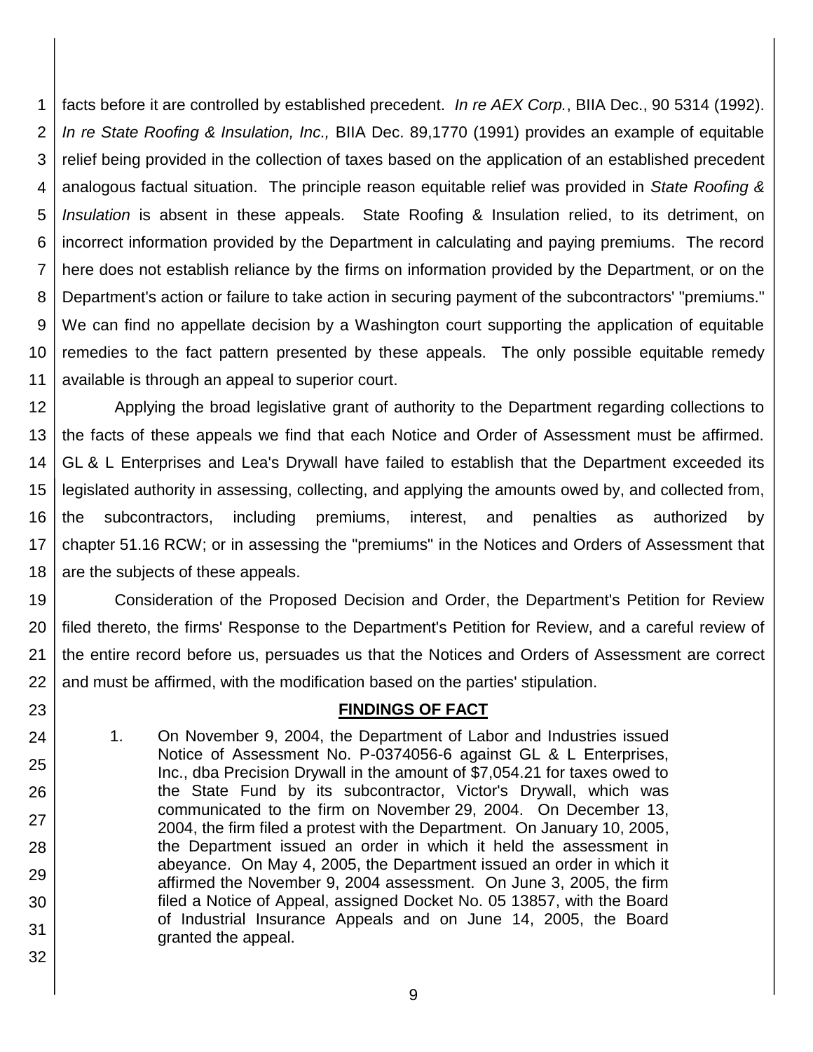facts before it are controlled by established precedent. *In re AEX Corp.*, BIIA Dec., 90 5314 (1992). *In re State Roofing & Insulation, Inc.,* BIIA Dec. 89,1770 (1991) provides an example of equitable relief being provided in the collection of taxes based on the application of an established precedent analogous factual situation. The principle reason equitable relief was provided in *State Roofing & Insulation* is absent in these appeals. State Roofing & Insulation relied, to its detriment, on incorrect information provided by the Department in calculating and paying premiums. The record here does not establish reliance by the firms on information provided by the Department, or on the Department's action or failure to take action in securing payment of the subcontractors' "premiums." We can find no appellate decision by a Washington court supporting the application of equitable remedies to the fact pattern presented by these appeals. The only possible equitable remedy available is through an appeal to superior court.

Applying the broad legislative grant of authority to the Department regarding collections to the facts of these appeals we find that each Notice and Order of Assessment must be affirmed. GL & L Enterprises and Lea's Drywall have failed to establish that the Department exceeded its legislated authority in assessing, collecting, and applying the amounts owed by, and collected from, the subcontractors, including premiums, interest, and penalties as authorized by chapter 51.16 RCW; or in assessing the "premiums" in the Notices and Orders of Assessment that are the subjects of these appeals.

Consideration of the Proposed Decision and Order, the Department's Petition for Review filed thereto, the firms' Response to the Department's Petition for Review, and a careful review of the entire record before us, persuades us that the Notices and Orders of Assessment are correct and must be affirmed, with the modification based on the parties' stipulation.

## FINDINGS OF FACT

1. On November 9, 2004, the Department of Labor and Industries issued Notice of Assessment No. P-0374056-6 against GL & L Enterprises, Inc., dba Precision Drywall in the amount of $7,054.21 for taxes owed to the State Fund by its subcontractor, Victor's Drywall, which was communicated to the firm on November 29, 2004. On December 13, 2004, the firm filed a protest with the Department. On January 10, 2005, the Department issued an order in which it held the assessment in abeyance. On May 4, 2005, the Department issued an order in which it affirmed the November 9, 2004 assessment. On June 3, 2005, the firm filed a Notice of Appeal, assigned Docket No. 05 13857, with the Board of Industrial Insurance Appeals and on June 14, 2005, the Board granted the appeal.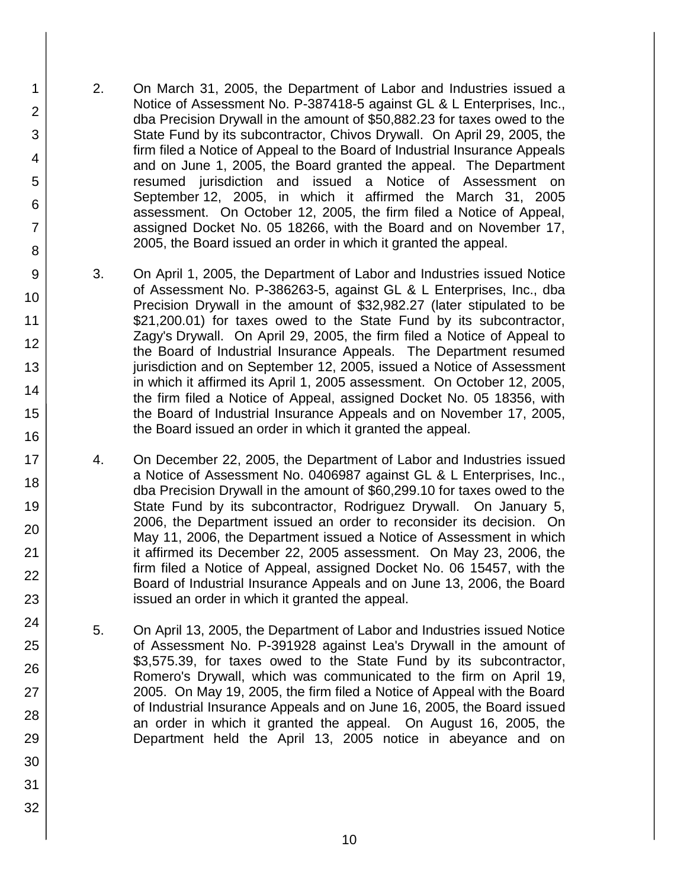2. On March 31, 2005, the Department of Labor and Industries issued a Notice of Assessment No. P-387418-5 against GL & L Enterprises, Inc., dba Precision Drywall in the amount of $50,882.23 for taxes owed to the State Fund by its subcontractor, Chivos Drywall. On April 29, 2005, the firm filed a Notice of Appeal to the Board of Industrial Insurance Appeals and on June 1, 2005, the Board granted the appeal. The Department resumed jurisdiction and issued a Notice of Assessment on September 12, 2005, in which it affirmed the March 31, 2005 assessment. On October 12, 2005, the firm filed a Notice of Appeal, assigned Docket No. 05 18266, with the Board and on November 17, 2005, the Board issued an order in which it granted the appeal.

3. On April 1, 2005, the Department of Labor and Industries issued Notice of Assessment No. P-386263-5, against GL & L Enterprises, Inc., dba Precision Drywall in the amount of $32,982.27 (later stipulated to be $21,200.01) for taxes owed to the State Fund by its subcontractor, Zagy's Drywall. On April 29, 2005, the firm filed a Notice of Appeal to the Board of Industrial Insurance Appeals. The Department resumed jurisdiction and on September 12, 2005, issued a Notice of Assessment in which it affirmed its April 1, 2005 assessment. On October 12, 2005, the firm filed a Notice of Appeal, assigned Docket No. 05 18356, with the Board of Industrial Insurance Appeals and on November 17, 2005, the Board issued an order in which it granted the appeal.

4. On December 22, 2005, the Department of Labor and Industries issued a Notice of Assessment No. 0406987 against GL & L Enterprises, Inc., dba Precision Drywall in the amount of $60,299.10 for taxes owed to the State Fund by its subcontractor, Rodriguez Drywall. On January 5, 2006, the Department issued an order to reconsider its decision. On May 11, 2006, the Department issued a Notice of Assessment in which it affirmed its December 22, 2005 assessment. On May 23, 2006, the firm filed a Notice of Appeal, assigned Docket No. 06 15457, with the Board of Industrial Insurance Appeals and on June 13, 2006, the Board issued an order in which it granted the appeal.

5. On April 13, 2005, the Department of Labor and Industries issued Notice of Assessment No. P-391928 against Lea's Drywall in the amount of $3,575.39, for taxes owed to the State Fund by its subcontractor, Romero's Drywall, which was communicated to the firm on April 19, 2005. On May 19, 2005, the firm filed a Notice of Appeal with the Board of Industrial Insurance Appeals and on June 16, 2005, the Board issued an order in which it granted the appeal. On August 16, 2005, the Department held the April 13, 2005 notice in abeyance and on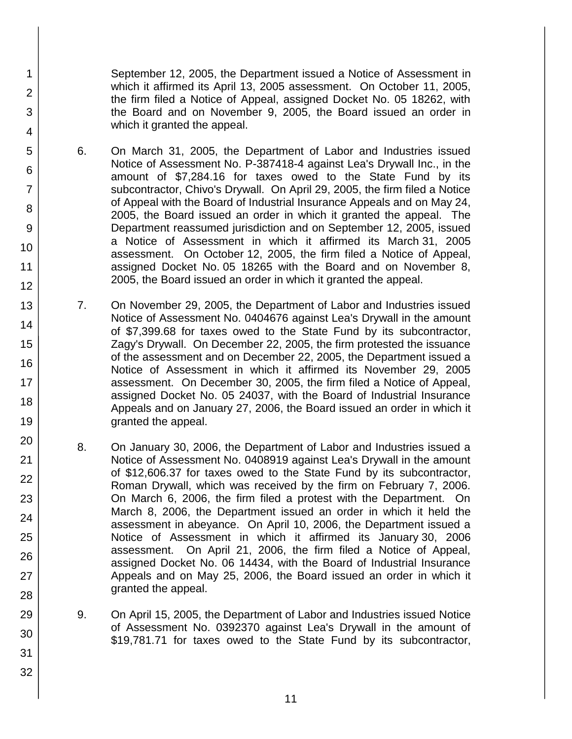September 12, 2005, the Department issued a Notice of Assessment in which it affirmed its April 13, 2005 assessment. On October 11, 2005, the firm filed a Notice of Appeal, assigned Docket No. 05 18262, with the Board and on November 9, 2005, the Board issued an order in which it granted the appeal.

6. On March 31, 2005, the Department of Labor and Industries issued Notice of Assessment No. P-387418-4 against Lea's Drywall Inc., in the amount of $7,284.16 for taxes owed to the State Fund by its subcontractor, Chivo's Drywall. On April 29, 2005, the firm filed a Notice of Appeal with the Board of Industrial Insurance Appeals and on May 24, 2005, the Board issued an order in which it granted the appeal. The Department reassumed jurisdiction and on September 12, 2005, issued a Notice of Assessment in which it affirmed its March 31, 2005 assessment. On October 12, 2005, the firm filed a Notice of Appeal, assigned Docket No. 05 18265 with the Board and on November 8, 2005, the Board issued an order in which it granted the appeal.

7. On November 29, 2005, the Department of Labor and Industries issued Notice of Assessment No. 0404676 against Lea's Drywall in the amount of $7,399.68 for taxes owed to the State Fund by its subcontractor, Zagy's Drywall. On December 22, 2005, the firm protested the issuance of the assessment and on December 22, 2005, the Department issued a Notice of Assessment in which it affirmed its November 29, 2005 assessment. On December 30, 2005, the firm filed a Notice of Appeal, assigned Docket No. 05 24037, with the Board of Industrial Insurance Appeals and on January 27, 2006, the Board issued an order in which it granted the appeal.

8. On January 30, 2006, the Department of Labor and Industries issued a Notice of Assessment No. 0408919 against Lea's Drywall in the amount of $12,606.37 for taxes owed to the State Fund by its subcontractor, Roman Drywall, which was received by the firm on February 7, 2006. On March 6, 2006, the firm filed a protest with the Department. On March 8, 2006, the Department issued an order in which it held the assessment in abeyance. On April 10, 2006, the Department issued a Notice of Assessment in which it affirmed its January 30, 2006 assessment. On April 21, 2006, the firm filed a Notice of Appeal, assigned Docket No. 06 14434, with the Board of Industrial Insurance Appeals and on May 25, 2006, the Board issued an order in which it granted the appeal.

9. On April 15, 2005, the Department of Labor and Industries issued Notice of Assessment No. 0392370 against Lea's Drywall in the amount of $19,781.71 for taxes owed to the State Fund by its subcontractor,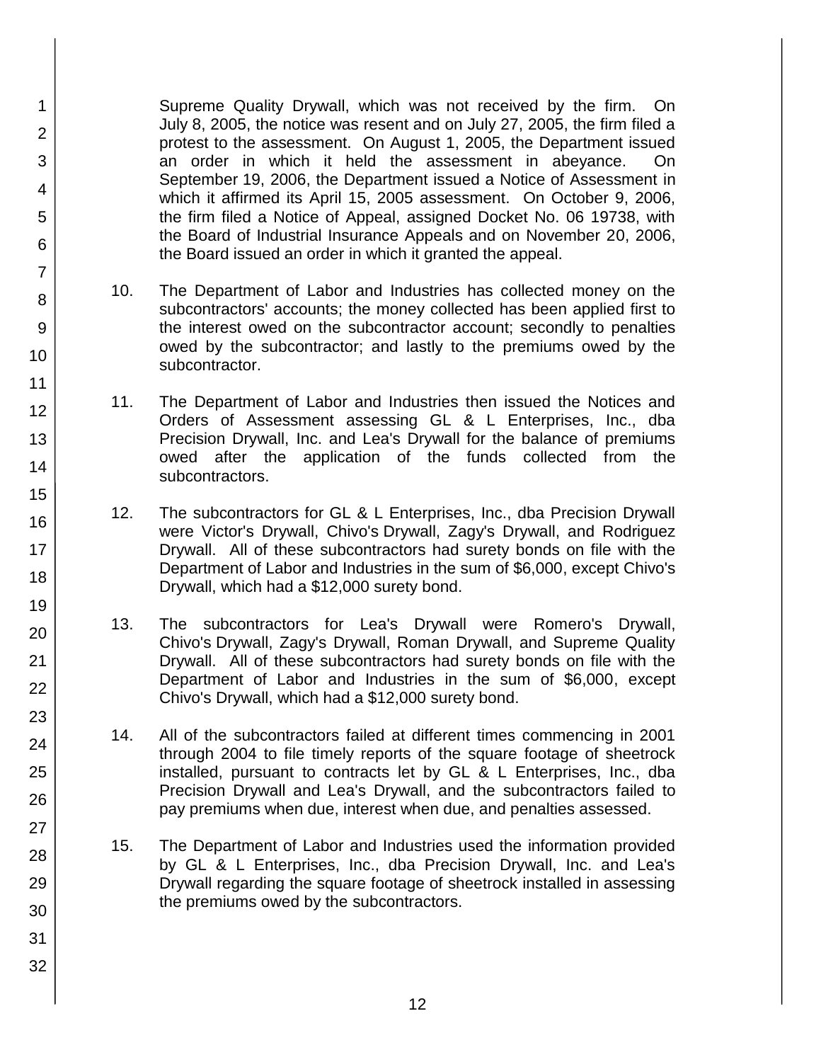Supreme Quality Drywall, which was not received by the firm. On July 8, 2005, the notice was resent and on July 27, 2005, the firm filed a protest to the assessment. On August 1, 2005, the Department issued an order in which it held the assessment in abeyance. On September 19, 2006, the Department issued a Notice of Assessment in which it affirmed its April 15, 2005 assessment. On October 9, 2006, the firm filed a Notice of Appeal, assigned Docket No. 06 19738, with the Board of Industrial Insurance Appeals and on November 20, 2006, the Board issued an order in which it granted the appeal.

10. The Department of Labor and Industries has collected money on the subcontractors' accounts; the money collected has been applied first to the interest owed on the subcontractor account; secondly to penalties owed by the subcontractor; and lastly to the premiums owed by the subcontractor.

11. The Department of Labor and Industries then issued the Notices and Orders of Assessment assessing GL & L Enterprises, Inc., dba Precision Drywall, Inc. and Lea's Drywall for the balance of premiums owed after the application of the funds collected from the subcontractors.

12. The subcontractors for GL & L Enterprises, Inc., dba Precision Drywall were Victor's Drywall, Chivo's Drywall, Zagy's Drywall, and Rodriguez Drywall. All of these subcontractors had surety bonds on file with the Department of Labor and Industries in the sum of $6,000, except Chivo's Drywall, which had a $12,000 surety bond.

13. The subcontractors for Lea's Drywall were Romero's Drywall, Chivo's Drywall, Zagy's Drywall, Roman Drywall, and Supreme Quality Drywall. All of these subcontractors had surety bonds on file with the Department of Labor and Industries in the sum of $6,000, except Chivo's Drywall, which had a $12,000 surety bond.

14. All of the subcontractors failed at different times commencing in 2001 through 2004 to file timely reports of the square footage of sheetrock installed, pursuant to contracts let by GL & L Enterprises, Inc., dba Precision Drywall and Lea's Drywall, and the subcontractors failed to pay premiums when due, interest when due, and penalties assessed.

15. The Department of Labor and Industries used the information provided by GL & L Enterprises, Inc., dba Precision Drywall, Inc. and Lea's Drywall regarding the square footage of sheetrock installed in assessing the premiums owed by the subcontractors.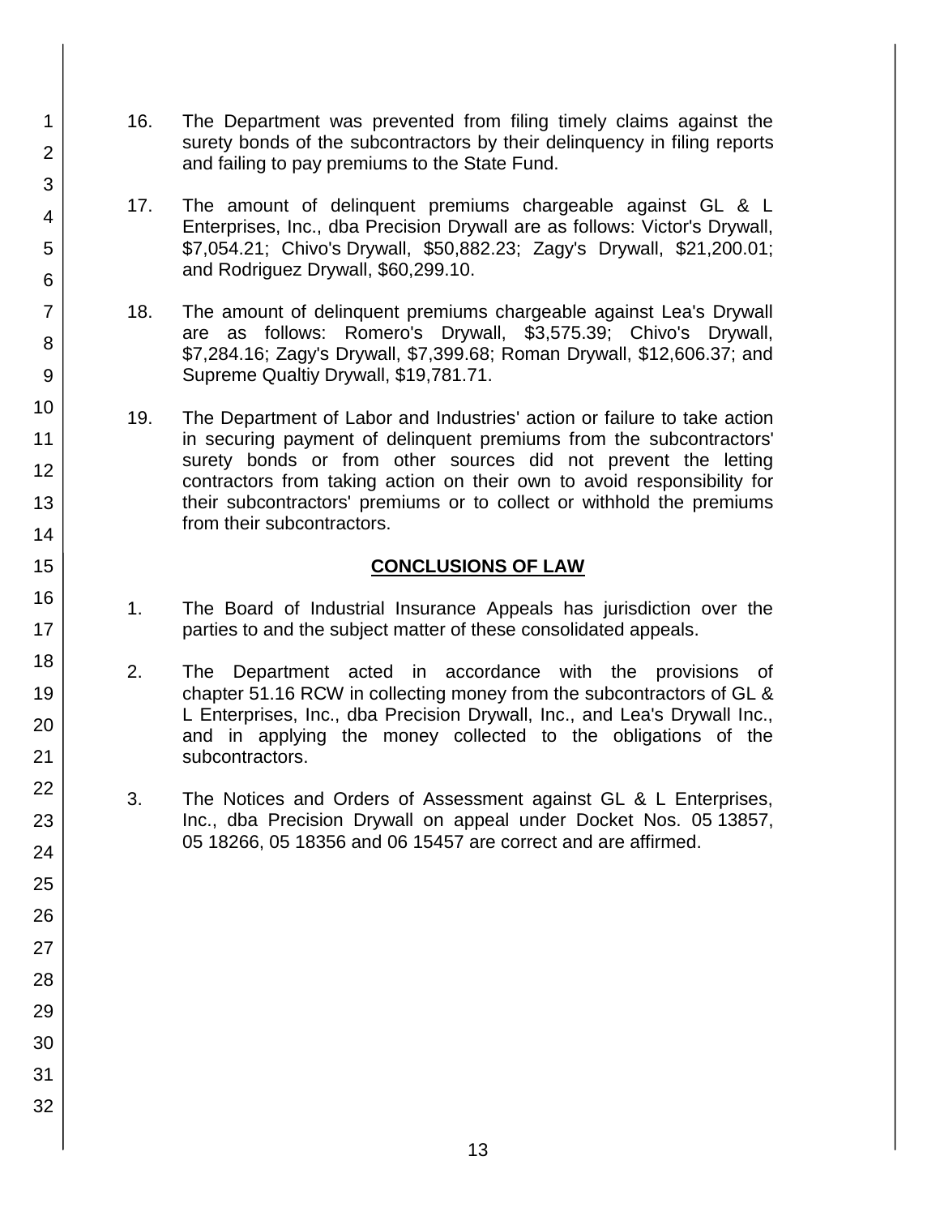16. The Department was prevented from filing timely claims against the surety bonds of the subcontractors by their delinquency in filing reports and failing to pay premiums to the State Fund.

17. The amount of delinquent premiums chargeable against GL & L Enterprises, Inc., dba Precision Drywall are as follows: Victor's Drywall, $7,054.21; Chivo's Drywall, $50,882.23; Zagy's Drywall, $21,200.01; and Rodriguez Drywall, $60,299.10.

18. The amount of delinquent premiums chargeable against Lea's Drywall are as follows: Romero's Drywall, $3,575.39; Chivo's Drywall, $7,284.16; Zagy's Drywall, $7,399.68; Roman Drywall, $12,606.37; and Supreme Qualtiy Drywall, $19,781.71.

19. The Department of Labor and Industries' action or failure to take action in securing payment of delinquent premiums from the subcontractors' surety bonds or from other sources did not prevent the letting contractors from taking action on their own to avoid responsibility for their subcontractors' premiums or to collect or withhold the premiums from their subcontractors.

## CONCLUSIONS OF LAW

1. The Board of Industrial Insurance Appeals has jurisdiction over the parties to and the subject matter of these consolidated appeals.

2. The Department acted in accordance with the provisions of chapter 51.16 RCW in collecting money from the subcontractors of GL & L Enterprises, Inc., dba Precision Drywall, Inc., and Lea's Drywall Inc., and in applying the money collected to the obligations of the subcontractors.

3. The Notices and Orders of Assessment against GL & L Enterprises, Inc., dba Precision Drywall on appeal under Docket Nos. 05 13857, 05 18266, 05 18356 and 06 15457 are correct and are affirmed.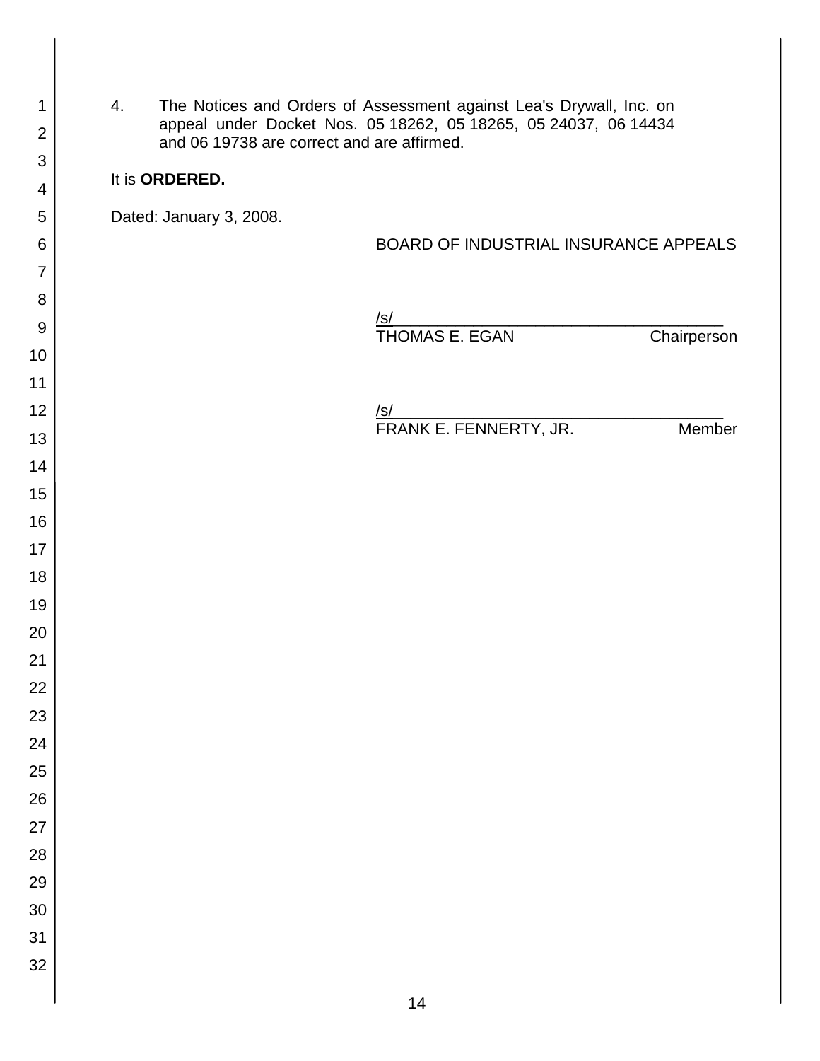4. The Notices and Orders of Assessment against Lea's Drywall, Inc. on appeal under Docket Nos. 05 18262, 05 18265, 05 24037, 06 14434 and 06 19738 are correct and are affirmed.

It is **ORDERED.**

Dated: January 3, 2008.

BOARD OF INDUSTRIAL INSURANCE APPEALS

/s/
THOMAS E. EGAN Chairperson

/s/
FRANK E. FENNERTY, JR. Member